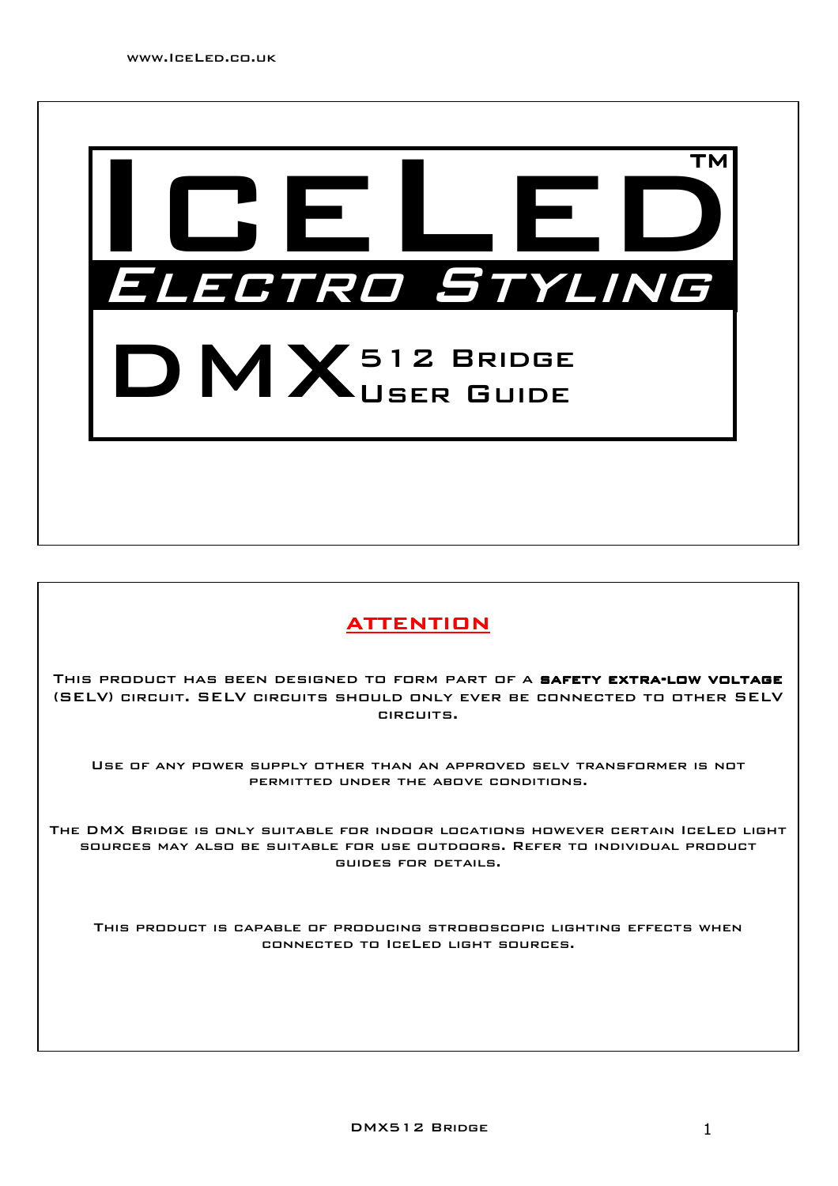# IceLed™

## Electro Styling

# DMX 512 Bridge User Guide

## ATTENTION

This product has been designed to form part of a **safety extra-low voltage** (SELV) circuit. SELV circuits should only ever be connected to other SELV circuits.

Use of any power supply other than an approved SELV transformer is not permitted under the above conditions.

The DMX Bridge is only suitable for indoor locations however certain IceLed light sources may also be suitable for use outdoors. Refer to individual product guides for details.

This product is capable of producing stroboscopic lighting effects when connected to IceLed light sources.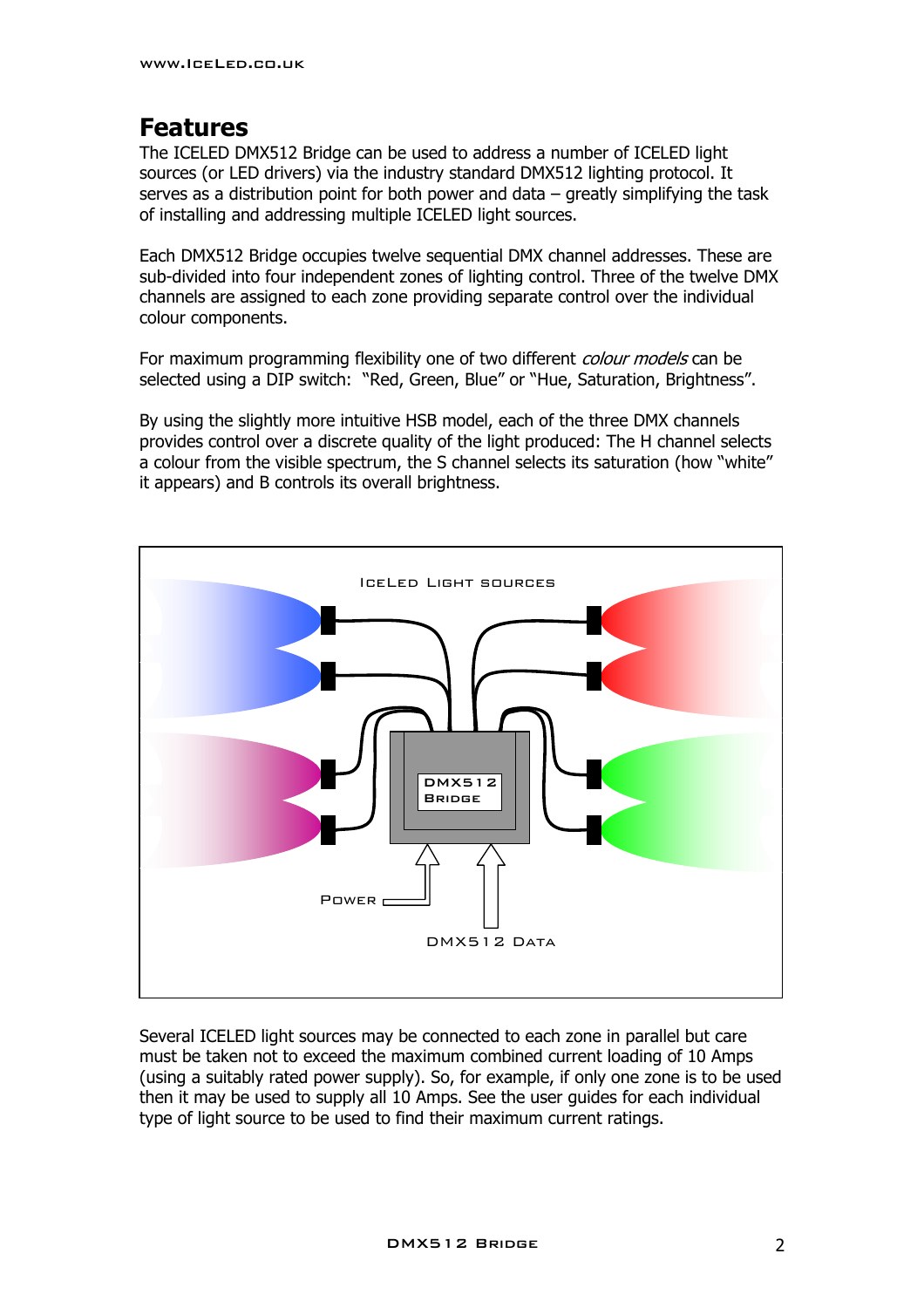## Features

The ICELED DMX512 Bridge can be used to address a number of ICELED light sources (or LED drivers) via the industry standard DMX512 lighting protocol. It serves as a distribution point for both power and data – greatly simplifying the task of installing and addressing multiple ICELED light sources.

Each DMX512 Bridge occupies twelve sequential DMX channel addresses. These are sub-divided into four independent zones of lighting control. Three of the twelve DMX channels are assigned to each zone providing separate control over the individual colour components.

For maximum programming flexibility one of two different *colour models* can be selected using a DIP switch: "Red, Green, Blue" or "Hue, Saturation, Brightness".

By using the slightly more intuitive HSB model, each of the three DMX channels provides control over a discrete quality of the light produced: The H channel selects a colour from the visible spectrum, the S channel selects its saturation (how "white" it appears) and B controls its overall brightness.

Several ICELED light sources may be connected to each zone in parallel but care must be taken not to exceed the maximum combined current loading of 10 Amps (using a suitably rated power supply). So, for example, if only one zone is to be used then it may be used to supply all 10 Amps. See the user guides for each individual type of light source to be used to find their maximum current ratings.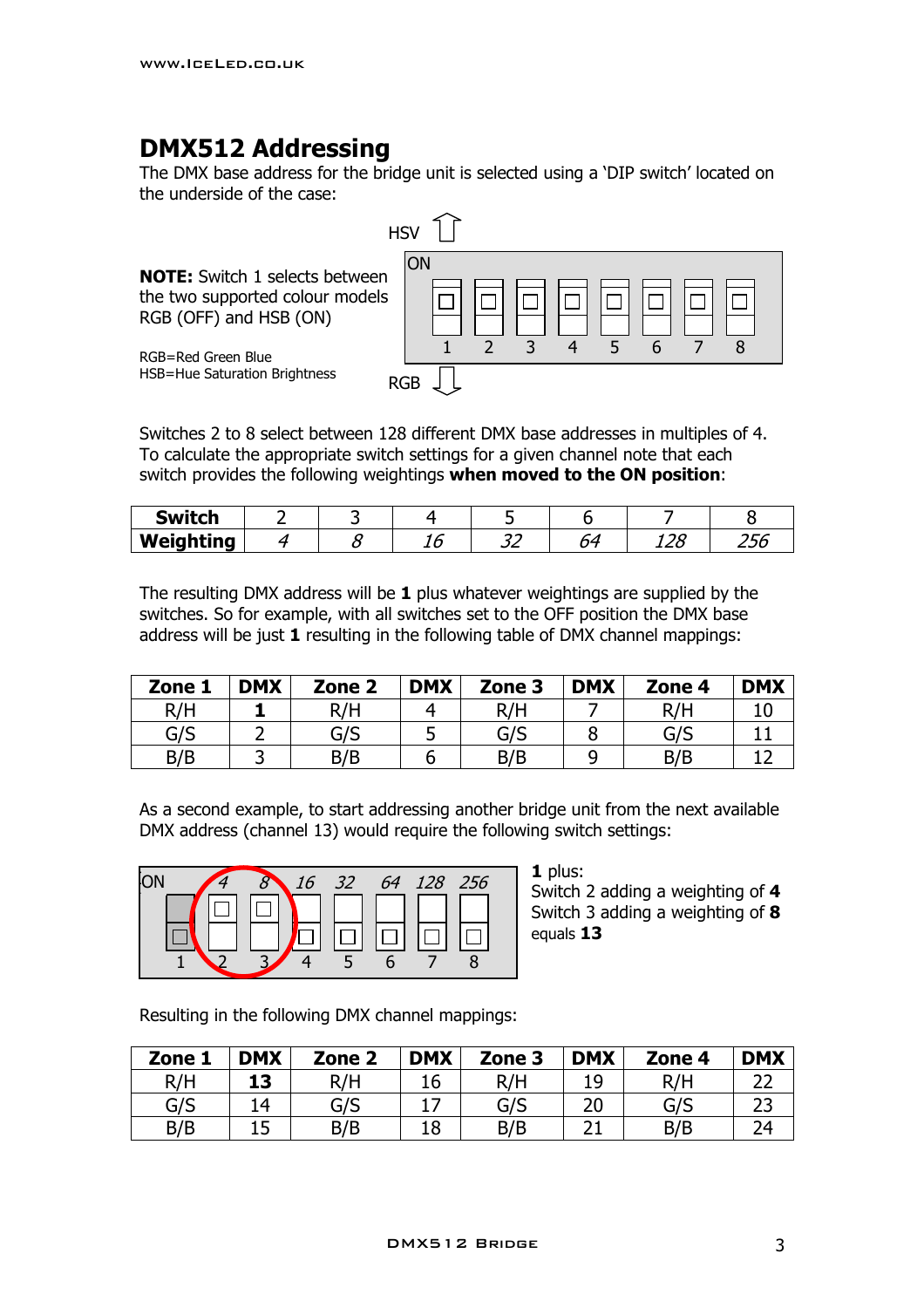## DMX512 Addressing

The DMX base address for the bridge unit is selected using a 'DIP switch' located on the underside of the case:

HSV

ON

1 2 3 4 5 6 7 8

RGB

**NOTE:** Switch 1 selects between the two supported colour models RGB (OFF) and HSB (ON)

RGB=Red Green Blue
HSB=Hue Saturation Brightness

Switches 2 to 8 select between 128 different DMX base addresses in multiples of 4. To calculate the appropriate switch settings for a given channel note that each switch provides the following weightings **when moved to the ON position**:

| **Switch** | 2 | 3 | 4 | 5 | 6 | 7 | 8 |
|---|---|---|---|---|---|---|---|
| **Weighting** | *4* | *8* | *16* | *32* | *64* | *128* | *256* |

The resulting DMX address will be **1** plus whatever weightings are supplied by the switches. So for example, with all switches set to the OFF position the DMX base address will be just **1** resulting in the following table of DMX channel mappings:

| **Zone 1** | **DMX** | **Zone 2** | **DMX** | **Zone 3** | **DMX** | **Zone 4** | **DMX** |
|---|---|---|---|---|---|---|---|
| R/H | **1** | R/H | 4 | R/H | 7 | R/H | 10 |
| G/S | 2 | G/S | 5 | G/S | 8 | G/S | 11 |
| B/B | 3 | B/B | 6 | B/B | 9 | B/B | 12 |

As a second example, to start addressing another bridge unit from the next available DMX address (channel 13) would require the following switch settings:

ON *4* *8* *16* *32* *64* *128* *256*

1 2 3 4 5 6 7 8

**1** plus:
Switch 2 adding a weighting of **4**
Switch 3 adding a weighting of **8**
equals **13**

Resulting in the following DMX channel mappings:

| **Zone 1** | **DMX** | **Zone 2** | **DMX** | **Zone 3** | **DMX** | **Zone 4** | **DMX** |
|---|---|---|---|---|---|---|---|
| R/H | **13** | R/H | 16 | R/H | 19 | R/H | 22 |
| G/S | 14 | G/S | 17 | G/S | 20 | G/S | 23 |
| B/B | 15 | B/B | 18 | B/B | 21 | B/B | 24 |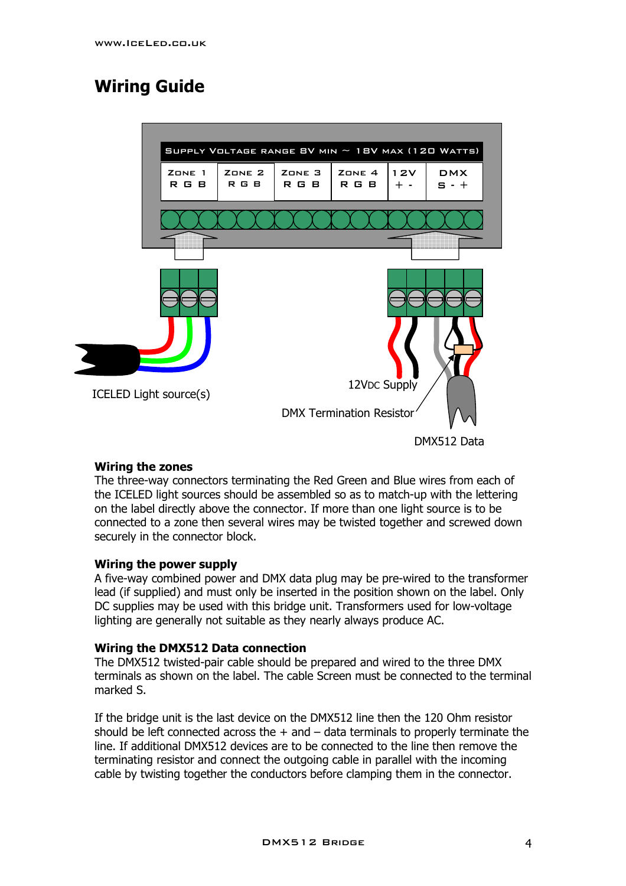# Wiring Guide

SUPPLY VOLTAGE RANGE 8V MIN ~ 18V MAX (120 WATTS)

| ZONE 1 | ZONE 2 | ZONE 3 | ZONE 4 | 12V | DMX |
|---|---|---|---|---|---|
| R G B | R G B | R G B | R G B | + - | S - + |

ICELED Light source(s)

12VDC Supply

DMX Termination Resistor

DMX512 Data

**Wiring the zones**
The three-way connectors terminating the Red Green and Blue wires from each of the ICELED light sources should be assembled so as to match-up with the lettering on the label directly above the connector. If more than one light source is to be connected to a zone then several wires may be twisted together and screwed down securely in the connector block.

**Wiring the power supply**
A five-way combined power and DMX data plug may be pre-wired to the transformer lead (if supplied) and must only be inserted in the position shown on the label. Only DC supplies may be used with this bridge unit. Transformers used for low-voltage lighting are generally not suitable as they nearly always produce AC.

**Wiring the DMX512 Data connection**
The DMX512 twisted-pair cable should be prepared and wired to the three DMX terminals as shown on the label. The cable Screen must be connected to the terminal marked S.

If the bridge unit is the last device on the DMX512 line then the 120 Ohm resistor should be left connected across the + and – data terminals to properly terminate the line. If additional DMX512 devices are to be connected to the line then remove the terminating resistor and connect the outgoing cable in parallel with the incoming cable by twisting together the conductors before clamping them in the connector.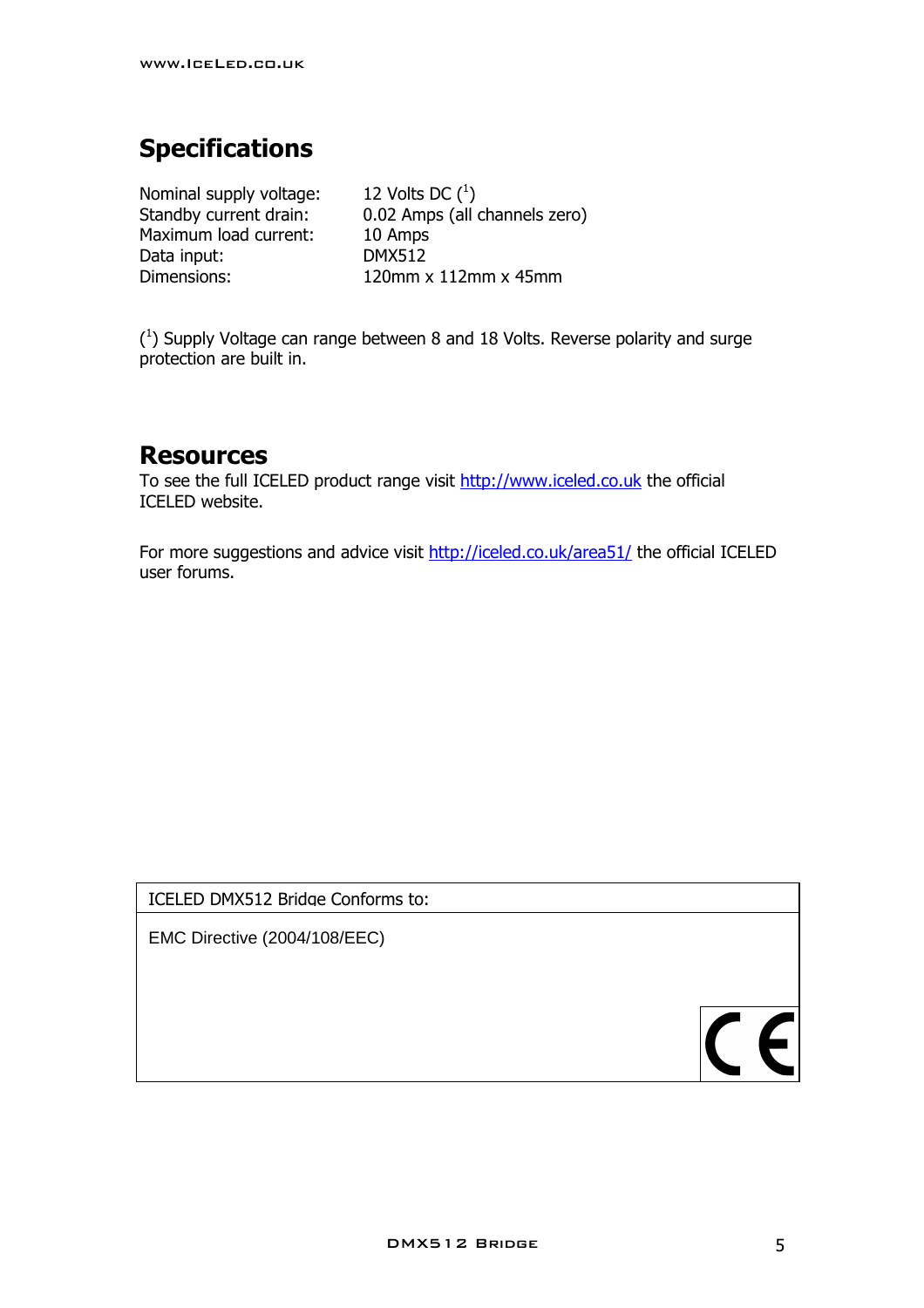## Specifications

| | |
|---|---|
| Nominal supply voltage: | 12 Volts DC ([1]) |
| Standby current drain: | 0.02 Amps (all channels zero) |
| Maximum load current: | 10 Amps |
| Data input: | DMX512 |
| Dimensions: | 120mm x 112mm x 45mm |

([1]) Supply Voltage can range between 8 and 18 Volts. Reverse polarity and surge protection are built in.

## Resources

To see the full ICELED product range visit http://www.iceled.co.uk the official ICELED website.

For more suggestions and advice visit http://iceled.co.uk/area51/ the official ICELED user forums.

| ICELED DMX512 Bridge Conforms to: |
|---|
| EMC Directive (2004/108/EEC) |

CE